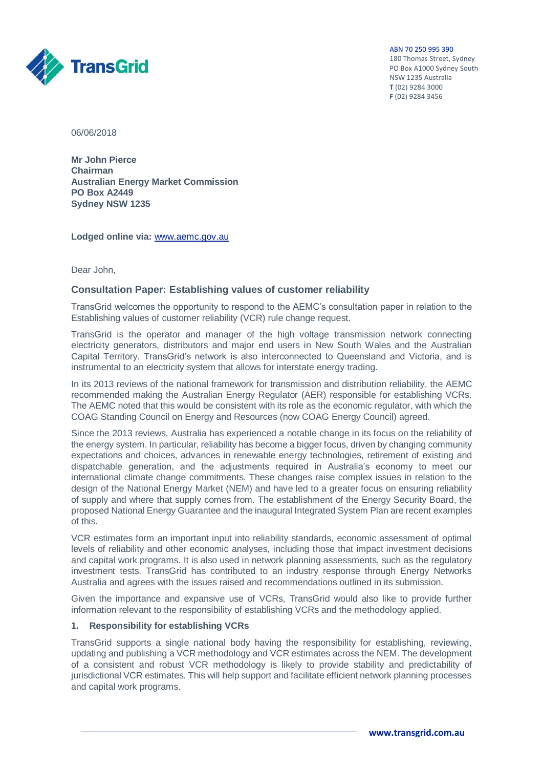ABN 70 250 995 390
180 Thomas Street, Sydney
PO Box A1000 Sydney South
NSW 1235 Australia
**T** (02) 9284 3000
**F** (02) 9284 3456

06/06/2018

**Mr John Pierce**
**Chairman**
**Australian Energy Market Commission**
**PO Box A2449**
**Sydney NSW 1235**

**Lodged online via:** www.aemc.gov.au

Dear John,

## Consultation Paper: Establishing values of customer reliability

TransGrid welcomes the opportunity to respond to the AEMC's consultation paper in relation to the Establishing values of customer reliability (VCR) rule change request.

TransGrid is the operator and manager of the high voltage transmission network connecting electricity generators, distributors and major end users in New South Wales and the Australian Capital Territory. TransGrid's network is also interconnected to Queensland and Victoria, and is instrumental to an electricity system that allows for interstate energy trading.

In its 2013 reviews of the national framework for transmission and distribution reliability, the AEMC recommended making the Australian Energy Regulator (AER) responsible for establishing VCRs. The AEMC noted that this would be consistent with its role as the economic regulator, with which the COAG Standing Council on Energy and Resources (now COAG Energy Council) agreed.

Since the 2013 reviews, Australia has experienced a notable change in its focus on the reliability of the energy system. In particular, reliability has become a bigger focus, driven by changing community expectations and choices, advances in renewable energy technologies, retirement of existing and dispatchable generation, and the adjustments required in Australia's economy to meet our international climate change commitments. These changes raise complex issues in relation to the design of the National Energy Market (NEM) and have led to a greater focus on ensuring reliability of supply and where that supply comes from. The establishment of the Energy Security Board, the proposed National Energy Guarantee and the inaugural Integrated System Plan are recent examples of this.

VCR estimates form an important input into reliability standards, economic assessment of optimal levels of reliability and other economic analyses, including those that impact investment decisions and capital work programs. It is also used in network planning assessments, such as the regulatory investment tests. TransGrid has contributed to an industry response through Energy Networks Australia and agrees with the issues raised and recommendations outlined in its submission.

Given the importance and expansive use of VCRs, TransGrid would also like to provide further information relevant to the responsibility of establishing VCRs and the methodology applied.

### 1. Responsibility for establishing VCRs

TransGrid supports a single national body having the responsibility for establishing, reviewing, updating and publishing a VCR methodology and VCR estimates across the NEM. The development of a consistent and robust VCR methodology is likely to provide stability and predictability of jurisdictional VCR estimates. This will help support and facilitate efficient network planning processes and capital work programs.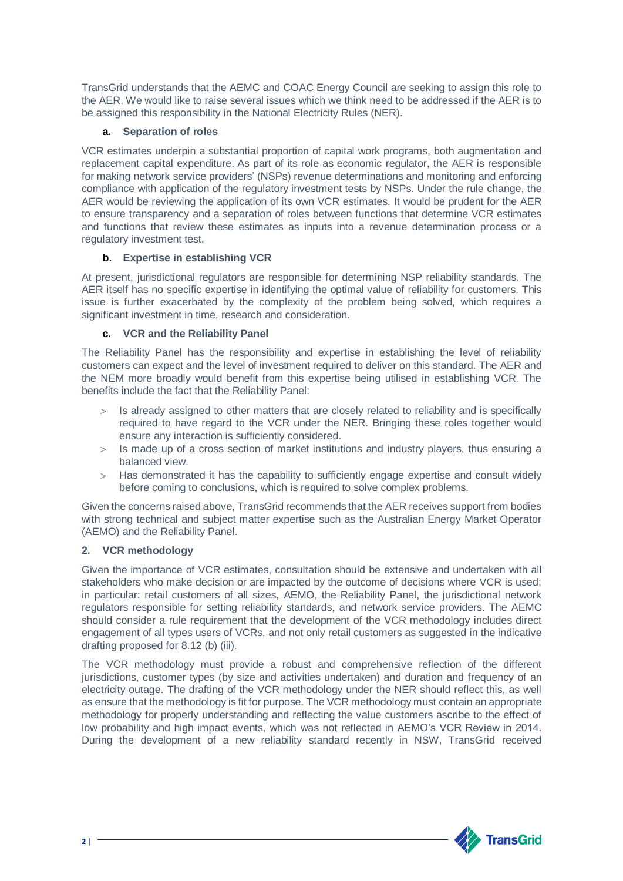TransGrid understands that the AEMC and COAC Energy Council are seeking to assign this role to the AER. We would like to raise several issues which we think need to be addressed if the AER is to be assigned this responsibility in the National Electricity Rules (NER).

**a. Separation of roles**

VCR estimates underpin a substantial proportion of capital work programs, both augmentation and replacement capital expenditure. As part of its role as economic regulator, the AER is responsible for making network service providers' (NSPs) revenue determinations and monitoring and enforcing compliance with application of the regulatory investment tests by NSPs. Under the rule change, the AER would be reviewing the application of its own VCR estimates. It would be prudent for the AER to ensure transparency and a separation of roles between functions that determine VCR estimates and functions that review these estimates as inputs into a revenue determination process or a regulatory investment test.

**b. Expertise in establishing VCR**

At present, jurisdictional regulators are responsible for determining NSP reliability standards. The AER itself has no specific expertise in identifying the optimal value of reliability for customers. This issue is further exacerbated by the complexity of the problem being solved, which requires a significant investment in time, research and consideration.

**c. VCR and the Reliability Panel**

The Reliability Panel has the responsibility and expertise in establishing the level of reliability customers can expect and the level of investment required to deliver on this standard. The AER and the NEM more broadly would benefit from this expertise being utilised in establishing VCR. The benefits include the fact that the Reliability Panel:

> Is already assigned to other matters that are closely related to reliability and is specifically required to have regard to the VCR under the NER. Bringing these roles together would ensure any interaction is sufficiently considered.
> Is made up of a cross section of market institutions and industry players, thus ensuring a balanced view.
> Has demonstrated it has the capability to sufficiently engage expertise and consult widely before coming to conclusions, which is required to solve complex problems.

Given the concerns raised above, TransGrid recommends that the AER receives support from bodies with strong technical and subject matter expertise such as the Australian Energy Market Operator (AEMO) and the Reliability Panel.

**2. VCR methodology**

Given the importance of VCR estimates, consultation should be extensive and undertaken with all stakeholders who make decision or are impacted by the outcome of decisions where VCR is used; in particular: retail customers of all sizes, AEMO, the Reliability Panel, the jurisdictional network regulators responsible for setting reliability standards, and network service providers. The AEMC should consider a rule requirement that the development of the VCR methodology includes direct engagement of all types users of VCRs, and not only retail customers as suggested in the indicative drafting proposed for 8.12 (b) (iii).

The VCR methodology must provide a robust and comprehensive reflection of the different jurisdictions, customer types (by size and activities undertaken) and duration and frequency of an electricity outage. The drafting of the VCR methodology under the NER should reflect this, as well as ensure that the methodology is fit for purpose. The VCR methodology must contain an appropriate methodology for properly understanding and reflecting the value customers ascribe to the effect of low probability and high impact events, which was not reflected in AEMO's VCR Review in 2014. During the development of a new reliability standard recently in NSW, TransGrid received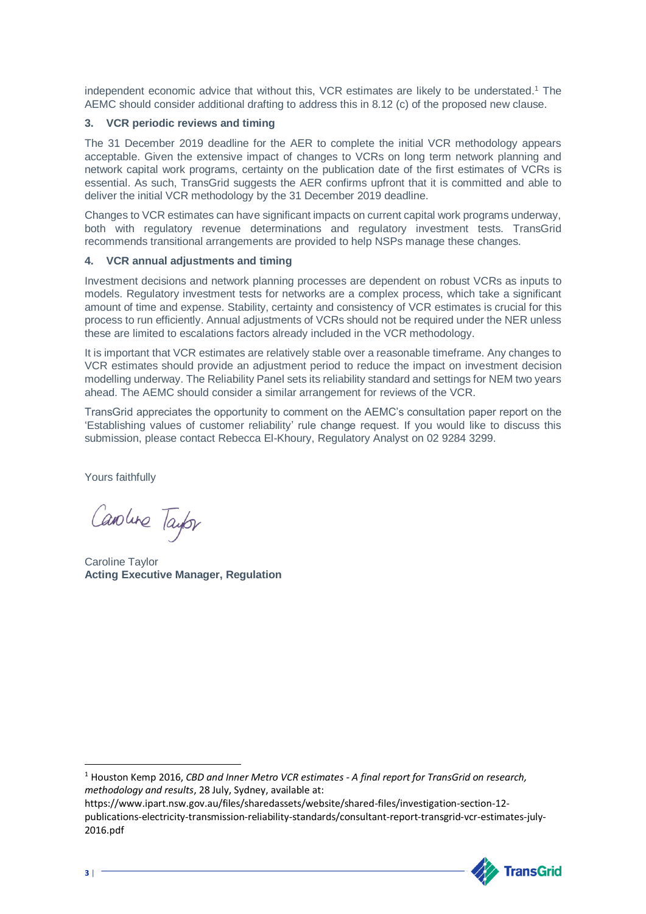independent economic advice that without this, VCR estimates are likely to be understated.[1] The AEMC should consider additional drafting to address this in 8.12 (c) of the proposed new clause.

**3. VCR periodic reviews and timing**

The 31 December 2019 deadline for the AER to complete the initial VCR methodology appears acceptable. Given the extensive impact of changes to VCRs on long term network planning and network capital work programs, certainty on the publication date of the first estimates of VCRs is essential. As such, TransGrid suggests the AER confirms upfront that it is committed and able to deliver the initial VCR methodology by the 31 December 2019 deadline.

Changes to VCR estimates can have significant impacts on current capital work programs underway, both with regulatory revenue determinations and regulatory investment tests. TransGrid recommends transitional arrangements are provided to help NSPs manage these changes.

**4. VCR annual adjustments and timing**

Investment decisions and network planning processes are dependent on robust VCRs as inputs to models. Regulatory investment tests for networks are a complex process, which take a significant amount of time and expense. Stability, certainty and consistency of VCR estimates is crucial for this process to run efficiently. Annual adjustments of VCRs should not be required under the NER unless these are limited to escalations factors already included in the VCR methodology.

It is important that VCR estimates are relatively stable over a reasonable timeframe. Any changes to VCR estimates should provide an adjustment period to reduce the impact on investment decision modelling underway. The Reliability Panel sets its reliability standard and settings for NEM two years ahead. The AEMC should consider a similar arrangement for reviews of the VCR.

TransGrid appreciates the opportunity to comment on the AEMC's consultation paper report on the 'Establishing values of customer reliability' rule change request. If you would like to discuss this submission, please contact Rebecca El-Khoury, Regulatory Analyst on 02 9284 3299.

Yours faithfully

Caroline Taylor

Caroline Taylor
**Acting Executive Manager, Regulation**

---

[1] Houston Kemp 2016, *CBD and Inner Metro VCR estimates - A final report for TransGrid on research, methodology and results*, 28 July, Sydney, available at: https://www.ipart.nsw.gov.au/files/sharedassets/website/shared-files/investigation-section-12-publications-electricity-transmission-reliability-standards/consultant-report-transgrid-vcr-estimates-july-2016.pdf